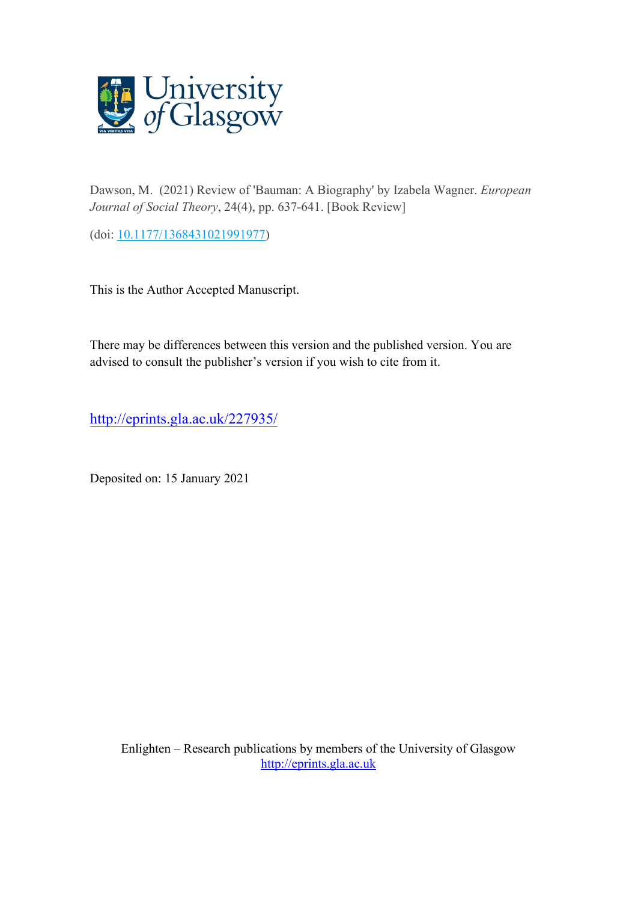Dawson, M. (2021) Review of 'Bauman: A Biography' by Izabela Wagner. *European Journal of Social Theory*, 24(4), pp. 637-641. [Book Review]

(doi: [10.1177/1368431021991977](https://doi.org/10.1177/1368431021991977))

This is the Author Accepted Manuscript.

There may be differences between this version and the published version. You are advised to consult the publisher's version if you wish to cite from it.

http://eprints.gla.ac.uk/227935/

Deposited on: 15 January 2021

Enlighten – Research publications by members of the University of Glasgow
http://eprints.gla.ac.uk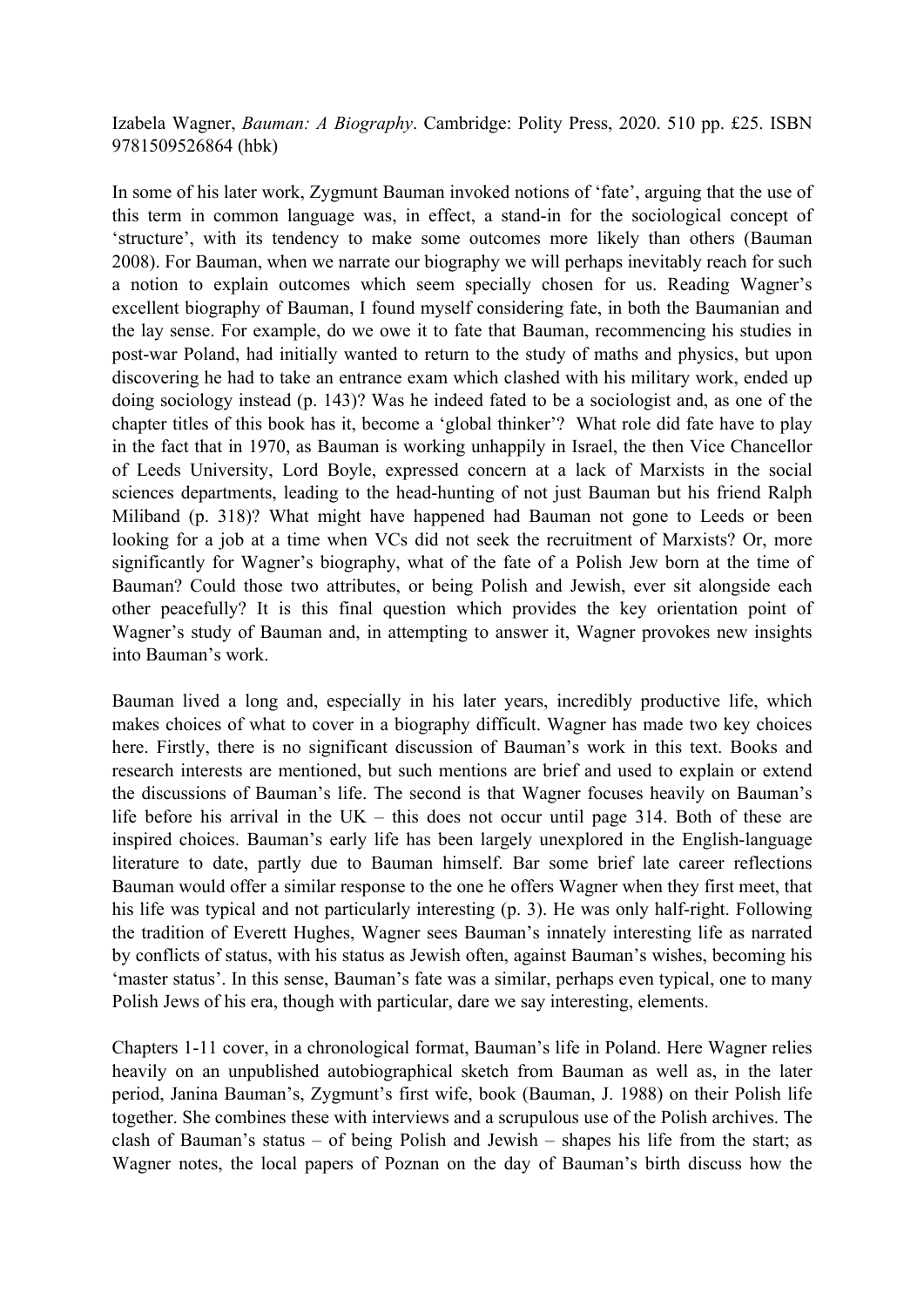Izabela Wagner, *Bauman: A Biography*. Cambridge: Polity Press, 2020. 510 pp. £25. ISBN 9781509526864 (hbk)

In some of his later work, Zygmunt Bauman invoked notions of 'fate', arguing that the use of this term in common language was, in effect, a stand-in for the sociological concept of 'structure', with its tendency to make some outcomes more likely than others (Bauman 2008). For Bauman, when we narrate our biography we will perhaps inevitably reach for such a notion to explain outcomes which seem specially chosen for us. Reading Wagner's excellent biography of Bauman, I found myself considering fate, in both the Baumanian and the lay sense. For example, do we owe it to fate that Bauman, recommencing his studies in post-war Poland, had initially wanted to return to the study of maths and physics, but upon discovering he had to take an entrance exam which clashed with his military work, ended up doing sociology instead (p. 143)? Was he indeed fated to be a sociologist and, as one of the chapter titles of this book has it, become a 'global thinker'? What role did fate have to play in the fact that in 1970, as Bauman is working unhappily in Israel, the then Vice Chancellor of Leeds University, Lord Boyle, expressed concern at a lack of Marxists in the social sciences departments, leading to the head-hunting of not just Bauman but his friend Ralph Miliband (p. 318)? What might have happened had Bauman not gone to Leeds or been looking for a job at a time when VCs did not seek the recruitment of Marxists? Or, more significantly for Wagner's biography, what of the fate of a Polish Jew born at the time of Bauman? Could those two attributes, or being Polish and Jewish, ever sit alongside each other peacefully? It is this final question which provides the key orientation point of Wagner's study of Bauman and, in attempting to answer it, Wagner provokes new insights into Bauman's work.

Bauman lived a long and, especially in his later years, incredibly productive life, which makes choices of what to cover in a biography difficult. Wagner has made two key choices here. Firstly, there is no significant discussion of Bauman's work in this text. Books and research interests are mentioned, but such mentions are brief and used to explain or extend the discussions of Bauman's life. The second is that Wagner focuses heavily on Bauman's life before his arrival in the UK – this does not occur until page 314. Both of these are inspired choices. Bauman's early life has been largely unexplored in the English-language literature to date, partly due to Bauman himself. Bar some brief late career reflections Bauman would offer a similar response to the one he offers Wagner when they first meet, that his life was typical and not particularly interesting (p. 3). He was only half-right. Following the tradition of Everett Hughes, Wagner sees Bauman's innately interesting life as narrated by conflicts of status, with his status as Jewish often, against Bauman's wishes, becoming his 'master status'. In this sense, Bauman's fate was a similar, perhaps even typical, one to many Polish Jews of his era, though with particular, dare we say interesting, elements.

Chapters 1-11 cover, in a chronological format, Bauman's life in Poland. Here Wagner relies heavily on an unpublished autobiographical sketch from Bauman as well as, in the later period, Janina Bauman's, Zygmunt's first wife, book (Bauman, J. 1988) on their Polish life together. She combines these with interviews and a scrupulous use of the Polish archives. The clash of Bauman's status – of being Polish and Jewish – shapes his life from the start; as Wagner notes, the local papers of Poznan on the day of Bauman's birth discuss how the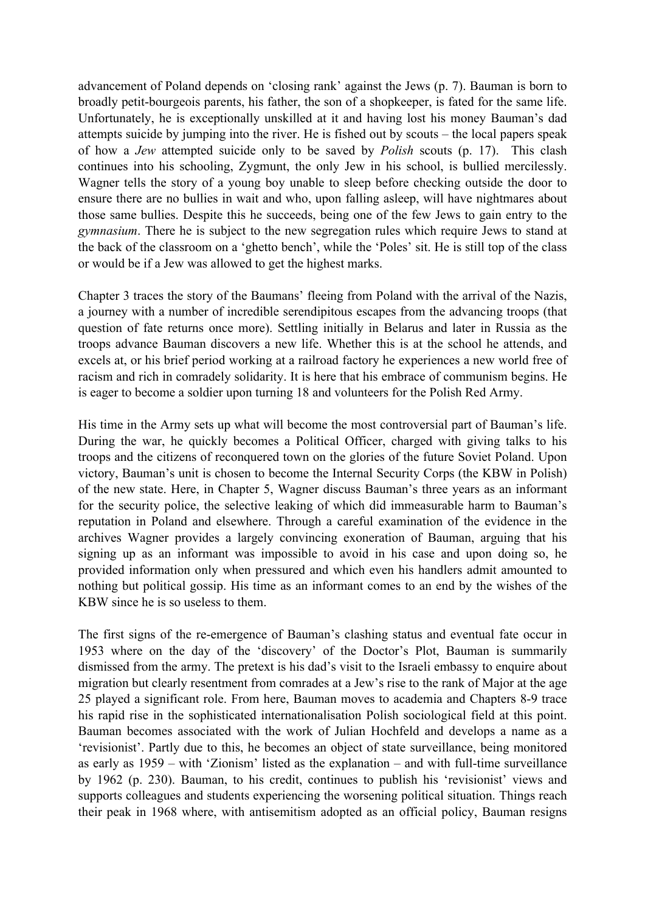advancement of Poland depends on 'closing rank' against the Jews (p. 7). Bauman is born to broadly petit-bourgeois parents, his father, the son of a shopkeeper, is fated for the same life. Unfortunately, he is exceptionally unskilled at it and having lost his money Bauman's dad attempts suicide by jumping into the river. He is fished out by scouts – the local papers speak of how a *Jew* attempted suicide only to be saved by *Polish* scouts (p. 17). This clash continues into his schooling, Zygmunt, the only Jew in his school, is bullied mercilessly. Wagner tells the story of a young boy unable to sleep before checking outside the door to ensure there are no bullies in wait and who, upon falling asleep, will have nightmares about those same bullies. Despite this he succeeds, being one of the few Jews to gain entry to the *gymnasium*. There he is subject to the new segregation rules which require Jews to stand at the back of the classroom on a 'ghetto bench', while the 'Poles' sit. He is still top of the class or would be if a Jew was allowed to get the highest marks.

Chapter 3 traces the story of the Baumans' fleeing from Poland with the arrival of the Nazis, a journey with a number of incredible serendipitous escapes from the advancing troops (that question of fate returns once more). Settling initially in Belarus and later in Russia as the troops advance Bauman discovers a new life. Whether this is at the school he attends, and excels at, or his brief period working at a railroad factory he experiences a new world free of racism and rich in comradely solidarity. It is here that his embrace of communism begins. He is eager to become a soldier upon turning 18 and volunteers for the Polish Red Army.

His time in the Army sets up what will become the most controversial part of Bauman's life. During the war, he quickly becomes a Political Officer, charged with giving talks to his troops and the citizens of reconquered town on the glories of the future Soviet Poland. Upon victory, Bauman's unit is chosen to become the Internal Security Corps (the KBW in Polish) of the new state. Here, in Chapter 5, Wagner discuss Bauman's three years as an informant for the security police, the selective leaking of which did immeasurable harm to Bauman's reputation in Poland and elsewhere. Through a careful examination of the evidence in the archives Wagner provides a largely convincing exoneration of Bauman, arguing that his signing up as an informant was impossible to avoid in his case and upon doing so, he provided information only when pressured and which even his handlers admit amounted to nothing but political gossip. His time as an informant comes to an end by the wishes of the KBW since he is so useless to them.

The first signs of the re-emergence of Bauman's clashing status and eventual fate occur in 1953 where on the day of the 'discovery' of the Doctor's Plot, Bauman is summarily dismissed from the army. The pretext is his dad's visit to the Israeli embassy to enquire about migration but clearly resentment from comrades at a Jew's rise to the rank of Major at the age 25 played a significant role. From here, Bauman moves to academia and Chapters 8-9 trace his rapid rise in the sophisticated internationalisation Polish sociological field at this point. Bauman becomes associated with the work of Julian Hochfeld and develops a name as a 'revisionist'. Partly due to this, he becomes an object of state surveillance, being monitored as early as 1959 – with 'Zionism' listed as the explanation – and with full-time surveillance by 1962 (p. 230). Bauman, to his credit, continues to publish his 'revisionist' views and supports colleagues and students experiencing the worsening political situation. Things reach their peak in 1968 where, with antisemitism adopted as an official policy, Bauman resigns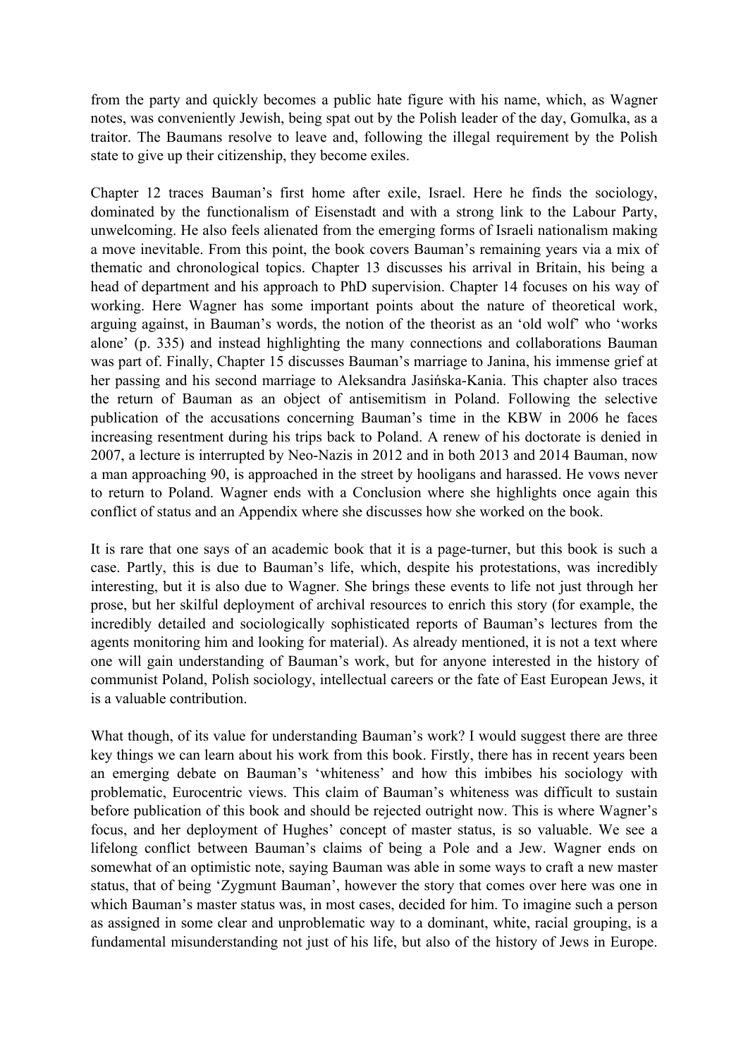from the party and quickly becomes a public hate figure with his name, which, as Wagner notes, was conveniently Jewish, being spat out by the Polish leader of the day, Gomulka, as a traitor. The Baumans resolve to leave and, following the illegal requirement by the Polish state to give up their citizenship, they become exiles.

Chapter 12 traces Bauman's first home after exile, Israel. Here he finds the sociology, dominated by the functionalism of Eisenstadt and with a strong link to the Labour Party, unwelcoming. He also feels alienated from the emerging forms of Israeli nationalism making a move inevitable. From this point, the book covers Bauman's remaining years via a mix of thematic and chronological topics. Chapter 13 discusses his arrival in Britain, his being a head of department and his approach to PhD supervision. Chapter 14 focuses on his way of working. Here Wagner has some important points about the nature of theoretical work, arguing against, in Bauman's words, the notion of the theorist as an 'old wolf' who 'works alone' (p. 335) and instead highlighting the many connections and collaborations Bauman was part of. Finally, Chapter 15 discusses Bauman's marriage to Janina, his immense grief at her passing and his second marriage to Aleksandra Jasińska-Kania. This chapter also traces the return of Bauman as an object of antisemitism in Poland. Following the selective publication of the accusations concerning Bauman's time in the KBW in 2006 he faces increasing resentment during his trips back to Poland. A renew of his doctorate is denied in 2007, a lecture is interrupted by Neo-Nazis in 2012 and in both 2013 and 2014 Bauman, now a man approaching 90, is approached in the street by hooligans and harassed. He vows never to return to Poland. Wagner ends with a Conclusion where she highlights once again this conflict of status and an Appendix where she discusses how she worked on the book.

It is rare that one says of an academic book that it is a page-turner, but this book is such a case. Partly, this is due to Bauman's life, which, despite his protestations, was incredibly interesting, but it is also due to Wagner. She brings these events to life not just through her prose, but her skilful deployment of archival resources to enrich this story (for example, the incredibly detailed and sociologically sophisticated reports of Bauman's lectures from the agents monitoring him and looking for material). As already mentioned, it is not a text where one will gain understanding of Bauman's work, but for anyone interested in the history of communist Poland, Polish sociology, intellectual careers or the fate of East European Jews, it is a valuable contribution.

What though, of its value for understanding Bauman's work? I would suggest there are three key things we can learn about his work from this book. Firstly, there has in recent years been an emerging debate on Bauman's 'whiteness' and how this imbibes his sociology with problematic, Eurocentric views. This claim of Bauman's whiteness was difficult to sustain before publication of this book and should be rejected outright now. This is where Wagner's focus, and her deployment of Hughes' concept of master status, is so valuable. We see a lifelong conflict between Bauman's claims of being a Pole and a Jew. Wagner ends on somewhat of an optimistic note, saying Bauman was able in some ways to craft a new master status, that of being 'Zygmunt Bauman', however the story that comes over here was one in which Bauman's master status was, in most cases, decided for him. To imagine such a person as assigned in some clear and unproblematic way to a dominant, white, racial grouping, is a fundamental misunderstanding not just of his life, but also of the history of Jews in Europe.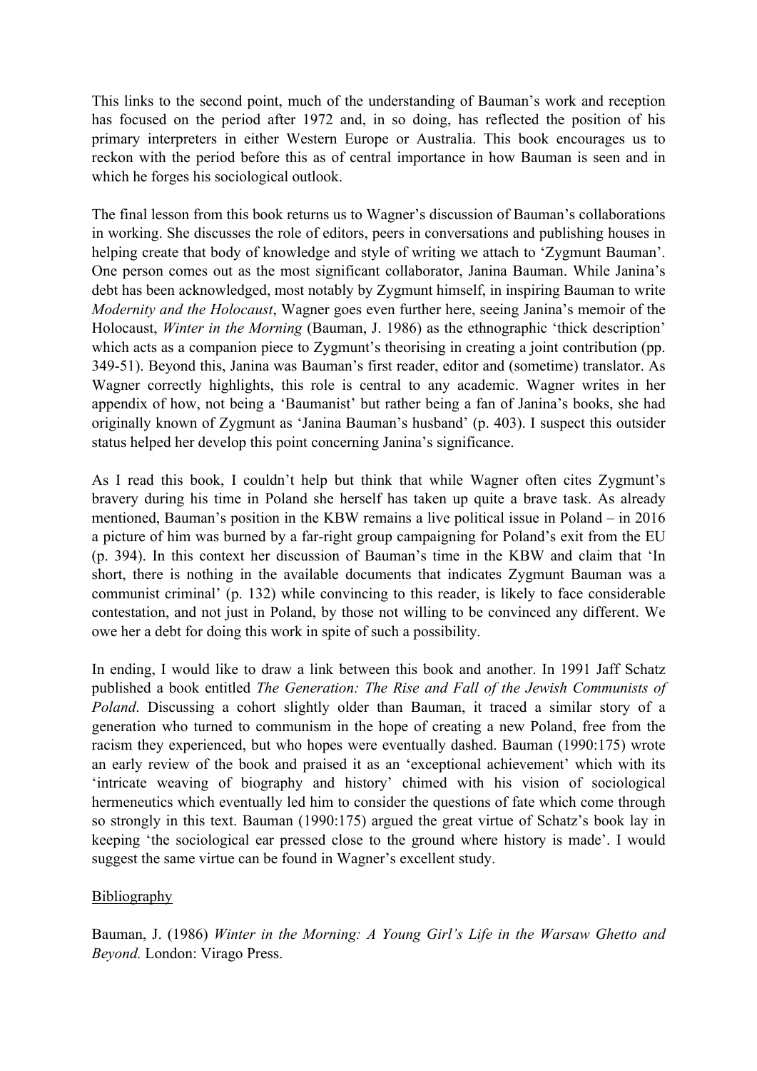This links to the second point, much of the understanding of Bauman's work and reception has focused on the period after 1972 and, in so doing, has reflected the position of his primary interpreters in either Western Europe or Australia. This book encourages us to reckon with the period before this as of central importance in how Bauman is seen and in which he forges his sociological outlook.

The final lesson from this book returns us to Wagner's discussion of Bauman's collaborations in working. She discusses the role of editors, peers in conversations and publishing houses in helping create that body of knowledge and style of writing we attach to 'Zygmunt Bauman'. One person comes out as the most significant collaborator, Janina Bauman. While Janina's debt has been acknowledged, most notably by Zygmunt himself, in inspiring Bauman to write *Modernity and the Holocaust*, Wagner goes even further here, seeing Janina's memoir of the Holocaust, *Winter in the Morning* (Bauman, J. 1986) as the ethnographic 'thick description' which acts as a companion piece to Zygmunt's theorising in creating a joint contribution (pp. 349-51). Beyond this, Janina was Bauman's first reader, editor and (sometime) translator. As Wagner correctly highlights, this role is central to any academic. Wagner writes in her appendix of how, not being a 'Baumanist' but rather being a fan of Janina's books, she had originally known of Zygmunt as 'Janina Bauman's husband' (p. 403). I suspect this outsider status helped her develop this point concerning Janina's significance.

As I read this book, I couldn't help but think that while Wagner often cites Zygmunt's bravery during his time in Poland she herself has taken up quite a brave task. As already mentioned, Bauman's position in the KBW remains a live political issue in Poland – in 2016 a picture of him was burned by a far-right group campaigning for Poland's exit from the EU (p. 394). In this context her discussion of Bauman's time in the KBW and claim that 'In short, there is nothing in the available documents that indicates Zygmunt Bauman was a communist criminal' (p. 132) while convincing to this reader, is likely to face considerable contestation, and not just in Poland, by those not willing to be convinced any different. We owe her a debt for doing this work in spite of such a possibility.

In ending, I would like to draw a link between this book and another. In 1991 Jaff Schatz published a book entitled *The Generation: The Rise and Fall of the Jewish Communists of Poland*. Discussing a cohort slightly older than Bauman, it traced a similar story of a generation who turned to communism in the hope of creating a new Poland, free from the racism they experienced, but who hopes were eventually dashed. Bauman (1990:175) wrote an early review of the book and praised it as an 'exceptional achievement' which with its 'intricate weaving of biography and history' chimed with his vision of sociological hermeneutics which eventually led him to consider the questions of fate which come through so strongly in this text. Bauman (1990:175) argued the great virtue of Schatz's book lay in keeping 'the sociological ear pressed close to the ground where history is made'. I would suggest the same virtue can be found in Wagner's excellent study.

## Bibliography

Bauman, J. (1986) *Winter in the Morning: A Young Girl's Life in the Warsaw Ghetto and Beyond.* London: Virago Press.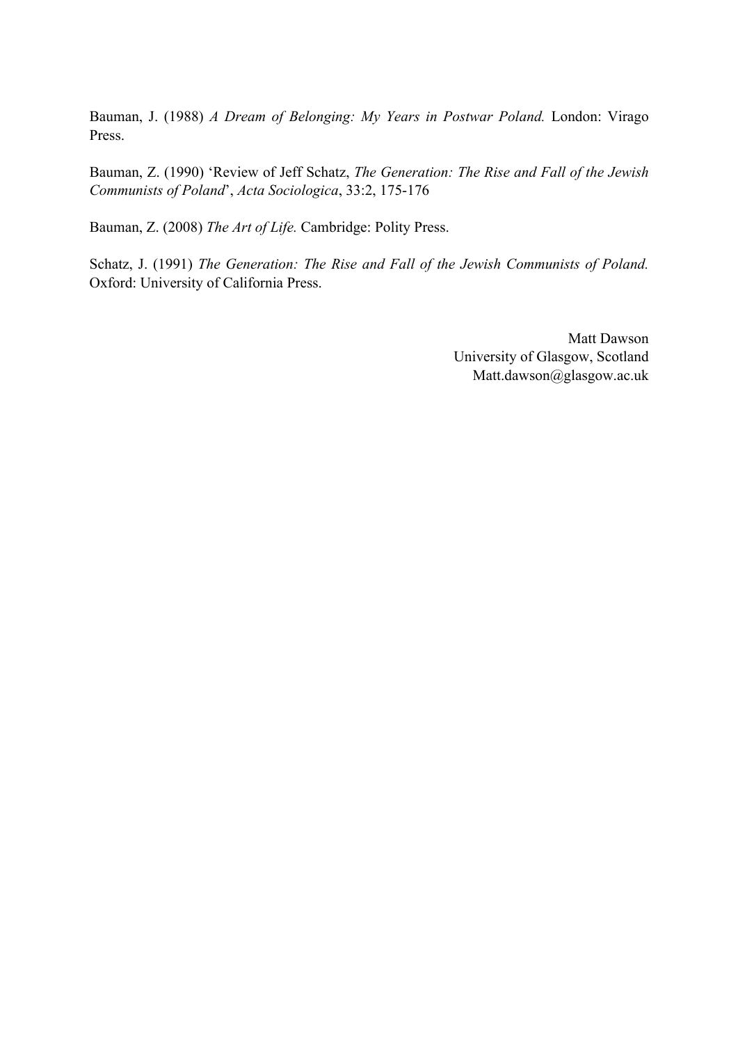Bauman, J. (1988) *A Dream of Belonging: My Years in Postwar Poland.* London: Virago Press.

Bauman, Z. (1990) 'Review of Jeff Schatz, *The Generation: The Rise and Fall of the Jewish Communists of Poland*', *Acta Sociologica*, 33:2, 175-176

Bauman, Z. (2008) *The Art of Life.* Cambridge: Polity Press.

Schatz, J. (1991) *The Generation: The Rise and Fall of the Jewish Communists of Poland.* Oxford: University of California Press.

Matt Dawson
University of Glasgow, Scotland
Matt.dawson@glasgow.ac.uk